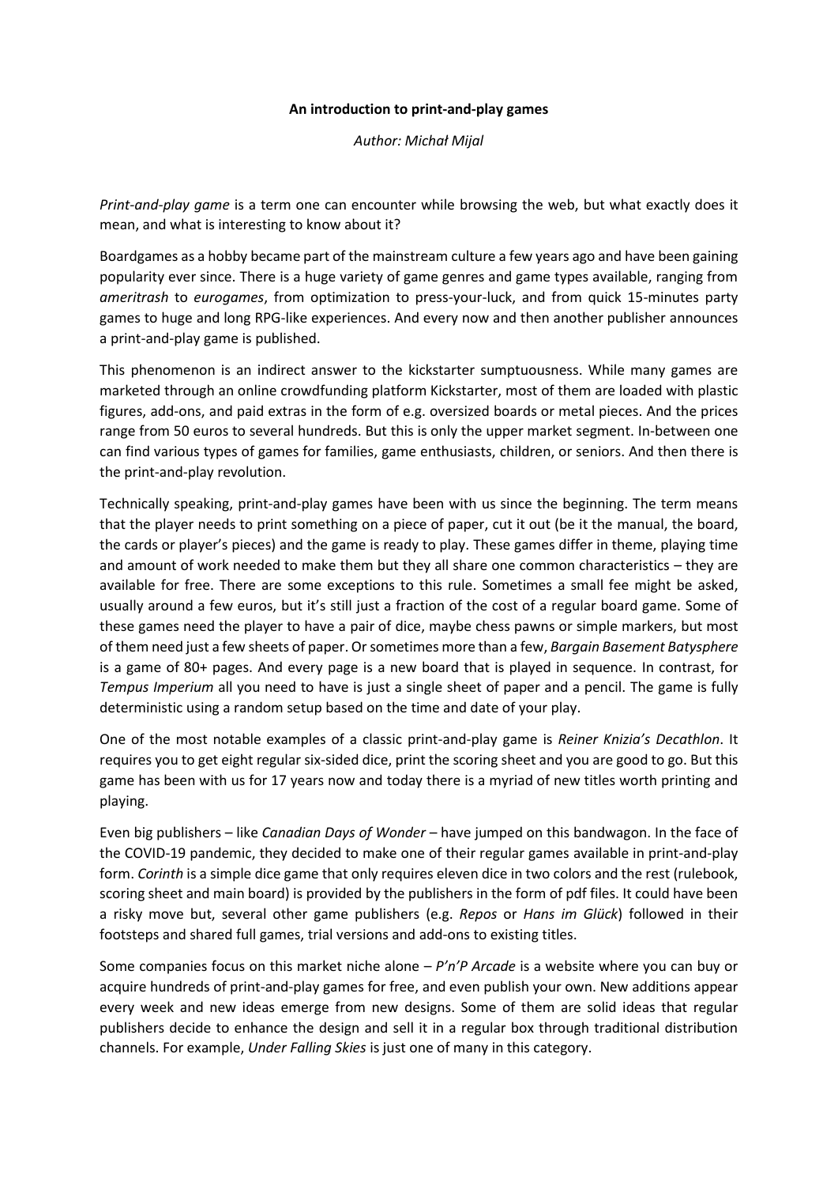**An introduction to print-and-play games**

*Author: Michał Mijal*

*Print-and-play game* is a term one can encounter while browsing the web, but what exactly does it mean, and what is interesting to know about it?

Boardgames as a hobby became part of the mainstream culture a few years ago and have been gaining popularity ever since. There is a huge variety of game genres and game types available, ranging from *ameritrash* to *eurogames*, from optimization to press-your-luck, and from quick 15-minutes party games to huge and long RPG-like experiences. And every now and then another publisher announces a print-and-play game is published.

This phenomenon is an indirect answer to the kickstarter sumptuousness. While many games are marketed through an online crowdfunding platform Kickstarter, most of them are loaded with plastic figures, add-ons, and paid extras in the form of e.g. oversized boards or metal pieces. And the prices range from 50 euros to several hundreds. But this is only the upper market segment. In-between one can find various types of games for families, game enthusiasts, children, or seniors. And then there is the print-and-play revolution.

Technically speaking, print-and-play games have been with us since the beginning. The term means that the player needs to print something on a piece of paper, cut it out (be it the manual, the board, the cards or player's pieces) and the game is ready to play. These games differ in theme, playing time and amount of work needed to make them but they all share one common characteristics – they are available for free. There are some exceptions to this rule. Sometimes a small fee might be asked, usually around a few euros, but it's still just a fraction of the cost of a regular board game. Some of these games need the player to have a pair of dice, maybe chess pawns or simple markers, but most of them need just a few sheets of paper. Or sometimes more than a few, *Bargain Basement Batysphere* is a game of 80+ pages. And every page is a new board that is played in sequence. In contrast, for *Tempus Imperium* all you need to have is just a single sheet of paper and a pencil. The game is fully deterministic using a random setup based on the time and date of your play.

One of the most notable examples of a classic print-and-play game is *Reiner Knizia's Decathlon*. It requires you to get eight regular six-sided dice, print the scoring sheet and you are good to go. But this game has been with us for 17 years now and today there is a myriad of new titles worth printing and playing.

Even big publishers – like *Canadian Days of Wonder* – have jumped on this bandwagon. In the face of the COVID-19 pandemic, they decided to make one of their regular games available in print-and-play form. *Corinth* is a simple dice game that only requires eleven dice in two colors and the rest (rulebook, scoring sheet and main board) is provided by the publishers in the form of pdf files. It could have been a risky move but, several other game publishers (e.g. *Repos* or *Hans im Glück*) followed in their footsteps and shared full games, trial versions and add-ons to existing titles.

Some companies focus on this market niche alone – *P'n'P Arcade* is a website where you can buy or acquire hundreds of print-and-play games for free, and even publish your own. New additions appear every week and new ideas emerge from new designs. Some of them are solid ideas that regular publishers decide to enhance the design and sell it in a regular box through traditional distribution channels. For example, *Under Falling Skies* is just one of many in this category.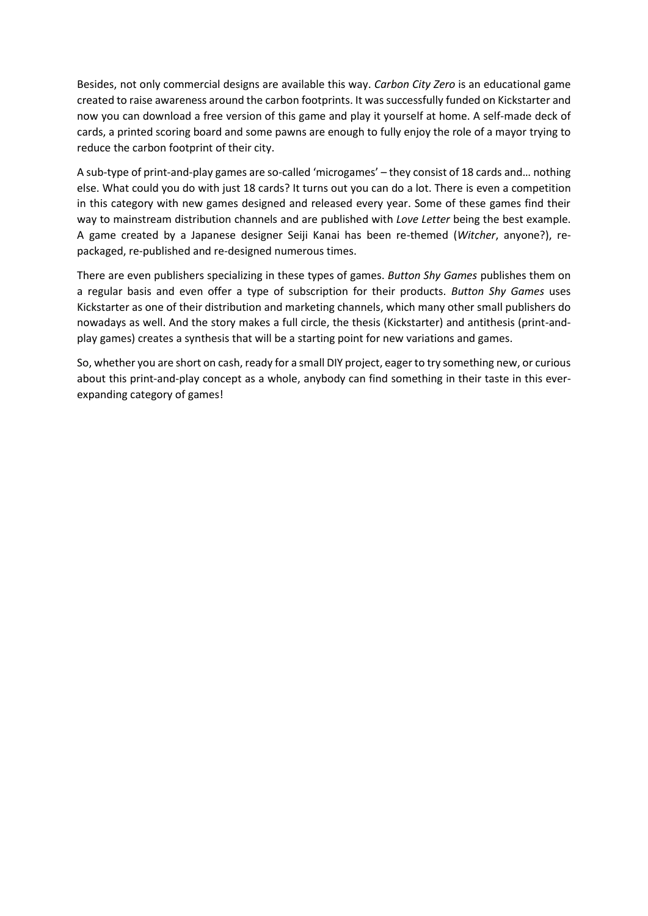Besides, not only commercial designs are available this way. *Carbon City Zero* is an educational game created to raise awareness around the carbon footprints. It was successfully funded on Kickstarter and now you can download a free version of this game and play it yourself at home. A self-made deck of cards, a printed scoring board and some pawns are enough to fully enjoy the role of a mayor trying to reduce the carbon footprint of their city.

A sub-type of print-and-play games are so-called 'microgames' – they consist of 18 cards and… nothing else. What could you do with just 18 cards? It turns out you can do a lot. There is even a competition in this category with new games designed and released every year. Some of these games find their way to mainstream distribution channels and are published with *Love Letter* being the best example. A game created by a Japanese designer Seiji Kanai has been re-themed (*Witcher*, anyone?), re-packaged, re-published and re-designed numerous times.

There are even publishers specializing in these types of games. *Button Shy Games* publishes them on a regular basis and even offer a type of subscription for their products. *Button Shy Games* uses Kickstarter as one of their distribution and marketing channels, which many other small publishers do nowadays as well. And the story makes a full circle, the thesis (Kickstarter) and antithesis (print-and-play games) creates a synthesis that will be a starting point for new variations and games.

So, whether you are short on cash, ready for a small DIY project, eager to try something new, or curious about this print-and-play concept as a whole, anybody can find something in their taste in this ever-expanding category of games!